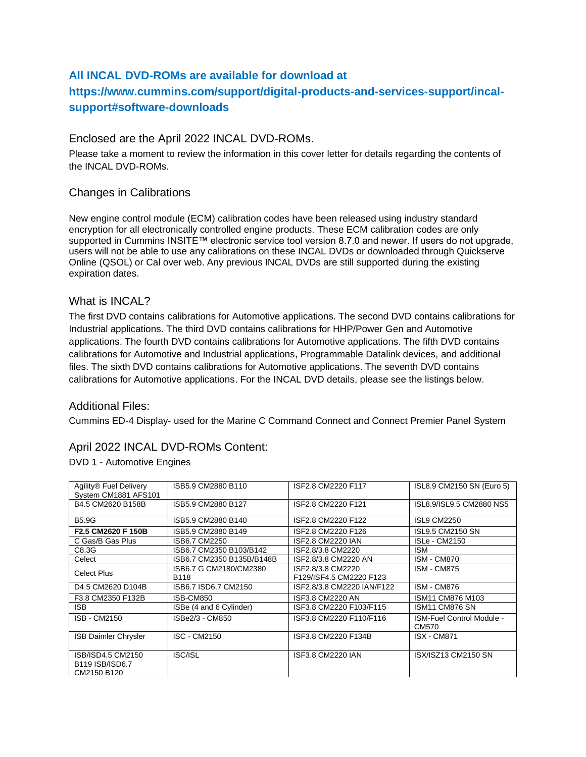## All INCAL DVD-ROMs are available for download at https://www.cummins.com/support/digital-products-and-services-support/incal-support#software-downloads

### Enclosed are the April 2022 INCAL DVD-ROMs.

Please take a moment to review the information in this cover letter for details regarding the contents of the INCAL DVD-ROMs.

### Changes in Calibrations

New engine control module (ECM) calibration codes have been released using industry standard encryption for all electronically controlled engine products. These ECM calibration codes are only supported in Cummins INSITE™ electronic service tool version 8.7.0 and newer. If users do not upgrade, users will not be able to use any calibrations on these INCAL DVDs or downloaded through Quickserve Online (QSOL) or Cal over web. Any previous INCAL DVDs are still supported during the existing expiration dates.

### What is INCAL?

The first DVD contains calibrations for Automotive applications. The second DVD contains calibrations for Industrial applications. The third DVD contains calibrations for HHP/Power Gen and Automotive applications. The fourth DVD contains calibrations for Automotive applications. The fifth DVD contains calibrations for Automotive and Industrial applications, Programmable Datalink devices, and additional files. The sixth DVD contains calibrations for Automotive applications. The seventh DVD contains calibrations for Automotive applications. For the INCAL DVD details, please see the listings below.

### Additional Files:

Cummins ED-4 Display- used for the Marine C Command Connect and Connect Premier Panel System

### April 2022 INCAL DVD-ROMs Content:

DVD 1 - Automotive Engines

| | | | |
|---|---|---|---|
| Agility® Fuel Delivery System CM1881 AFS101 | ISB5.9 CM2880 B110 | ISF2.8 CM2220 F117 | ISL8.9 CM2150 SN (Euro 5) |
| B4.5 CM2620 B158B | ISB5.9 CM2880 B127 | ISF2.8 CM2220 F121 | ISL8.9/ISL9.5 CM2880 NS5 |
| B5.9G | ISB5.9 CM2880 B140 | ISF2.8 CM2220 F122 | ISL9 CM2250 |
| **F2.5 CM2620 F 150B** | ISB5.9 CM2880 B149 | ISF2.8 CM2220 F126 | ISL9.5 CM2150 SN |
| C Gas/B Gas Plus | ISB6.7 CM2250 | ISF2.8 CM2220 IAN | ISLe - CM2150 |
| C8.3G | ISB6.7 CM2350 B103/B142 | ISF2.8/3.8 CM2220 | ISM |
| Celect | ISB6.7 CM2350 B135B/B148B | ISF2.8/3.8 CM2220 AN | ISM - CM870 |
| Celect Plus | ISB6.7 G CM2180/CM2380 B118 | ISF2.8/3.8 CM2220 F129/ISF4.5 CM2220 F123 | ISM - CM875 |
| D4.5 CM2620 D104B | ISB6.7 ISD6.7 CM2150 | ISF2.8/3.8 CM2220 IAN/F122 | ISM - CM876 |
| F3.8 CM2350 F132B | ISB-CM850 | ISF3.8 CM2220 AN | ISM11 CM876 M103 |
| ISB | ISBe (4 and 6 Cylinder) | ISF3.8 CM2220 F103/F115 | ISM11 CM876 SN |
| ISB - CM2150 | ISBe2/3 - CM850 | ISF3.8 CM2220 F110/F116 | ISM-Fuel Control Module - CM570 |
| ISB Daimler Chrysler | ISC - CM2150 | ISF3.8 CM2220 F134B | ISX - CM871 |
| ISB/ISD4.5 CM2150 B119 ISB/ISD6.7 CM2150 B120 | ISC/ISL | ISF3.8 CM2220 IAN | ISX/ISZ13 CM2150 SN |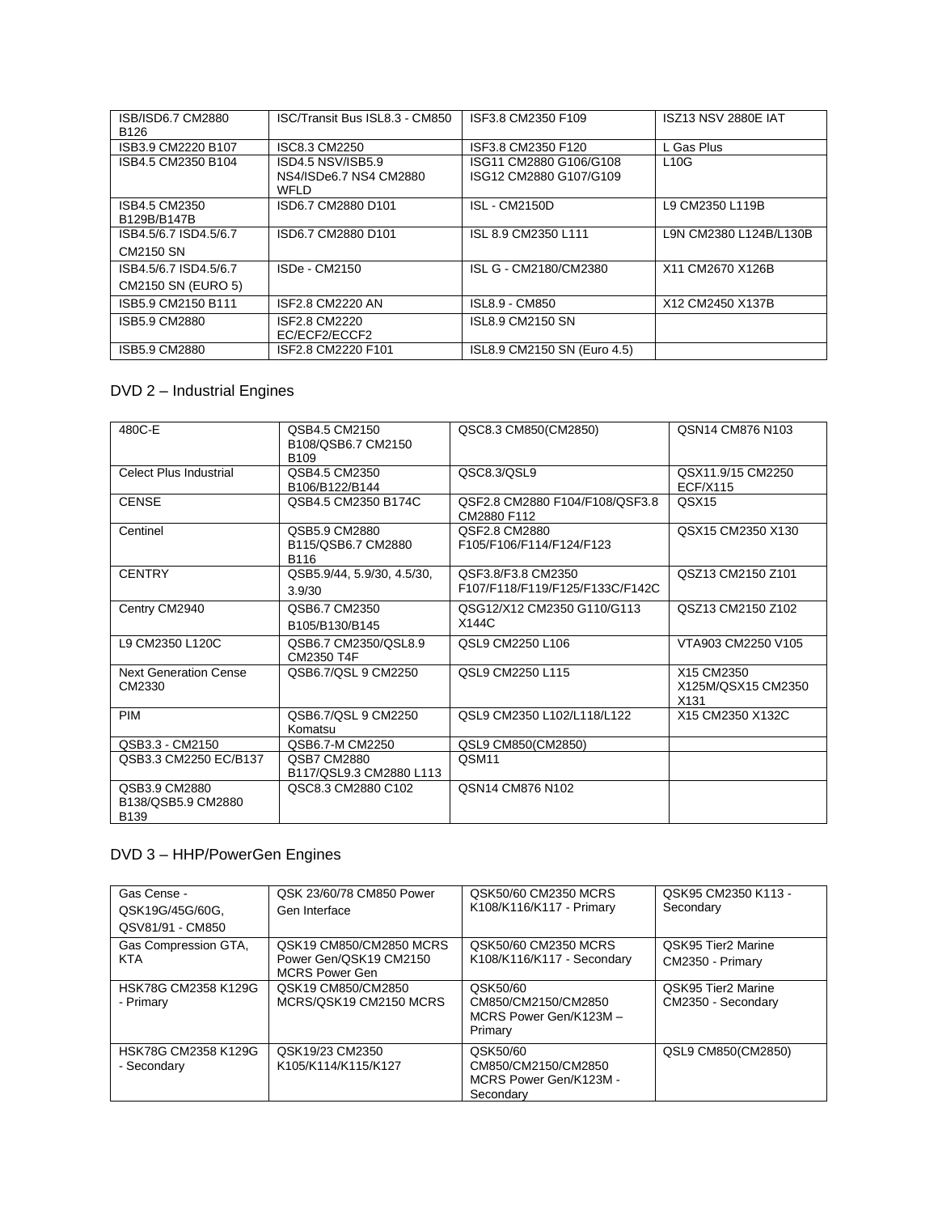| ISB/ISD6.7 CM2880 B126 | ISC/Transit Bus ISL8.3 - CM850 | ISF3.8 CM2350 F109 | ISZ13 NSV 2880E IAT |
|---|---|---|---|
| ISB3.9 CM2220 B107 | ISC8.3 CM2250 | ISF3.8 CM2350 F120 | L Gas Plus |
| ISB4.5 CM2350 B104 | ISD4.5 NSV/ISB5.9 NS4/ISDe6.7 NS4 CM2880 WFLD | ISG11 CM2880 G106/G108 ISG12 CM2880 G107/G109 | L10G |
| ISB4.5 CM2350 B129B/B147B | ISD6.7 CM2880 D101 | ISL - CM2150D | L9 CM2350 L119B |
| ISB4.5/6.7 ISD4.5/6.7 CM2150 SN | ISD6.7 CM2880 D101 | ISL 8.9 CM2350 L111 | L9N CM2380 L124B/L130B |
| ISB4.5/6.7 ISD4.5/6.7 CM2150 SN (EURO 5) | ISDe - CM2150 | ISL G - CM2180/CM2380 | X11 CM2670 X126B |
| ISB5.9 CM2150 B111 | ISF2.8 CM2220 AN | ISL8.9 - CM850 | X12 CM2450 X137B |
| ISB5.9 CM2880 | ISF2.8 CM2220 EC/ECF2/ECCF2 | ISL8.9 CM2150 SN | |
| ISB5.9 CM2880 | ISF2.8 CM2220 F101 | ISL8.9 CM2150 SN (Euro 4.5) | |

## DVD 2 – Industrial Engines

| 480C-E | QSB4.5 CM2150 B108/QSB6.7 CM2150 B109 | QSC8.3 CM850(CM2850) | QSN14 CM876 N103 |
|---|---|---|---|
| Celect Plus Industrial | QSB4.5 CM2350 B106/B122/B144 | QSC8.3/QSL9 | QSX11.9/15 CM2250 ECF/X115 |
| CENSE | QSB4.5 CM2350 B174C | QSF2.8 CM2880 F104/F108/QSF3.8 CM2880 F112 | QSX15 |
| Centinel | QSB5.9 CM2880 B115/QSB6.7 CM2880 B116 | QSF2.8 CM2880 F105/F106/F114/F124/F123 | QSX15 CM2350 X130 |
| CENTRY | QSB5.9/44, 5.9/30, 4.5/30, 3.9/30 | QSF3.8/F3.8 CM2350 F107/F118/F119/F125/F133C/F142C | QSZ13 CM2150 Z101 |
| Centry CM2940 | QSB6.7 CM2350 B105/B130/B145 | QSG12/X12 CM2350 G110/G113 X144C | QSZ13 CM2150 Z102 |
| L9 CM2350 L120C | QSB6.7 CM2350/QSL8.9 CM2350 T4F | QSL9 CM2250 L106 | VTA903 CM2250 V105 |
| Next Generation Cense CM2330 | QSB6.7/QSL 9 CM2250 | QSL9 CM2250 L115 | X15 CM2350 X125M/QSX15 CM2350 X131 |
| PIM | QSB6.7/QSL 9 CM2250 Komatsu | QSL9 CM2350 L102/L118/L122 | X15 CM2350 X132C |
| QSB3.3 - CM2150 | QSB6.7-M CM2250 | QSL9 CM850(CM2850) | |
| QSB3.3 CM2250 EC/B137 | QSB7 CM2880 B117/QSL9.3 CM2880 L113 | QSM11 | |
| QSB3.9 CM2880 B138/QSB5.9 CM2880 B139 | QSC8.3 CM2880 C102 | QSN14 CM876 N102 | |

## DVD 3 – HHP/PowerGen Engines

| Gas Cense - QSK19G/45G/60G, QSV81/91 - CM850 | QSK 23/60/78 CM850 Power Gen Interface | QSK50/60 CM2350 MCRS K108/K116/K117 - Primary | QSK95 CM2350 K113 - Secondary |
|---|---|---|---|
| Gas Compression GTA, KTA | QSK19 CM850/CM2850 MCRS Power Gen/QSK19 CM2150 MCRS Power Gen | QSK50/60 CM2350 MCRS K108/K116/K117 - Secondary | QSK95 Tier2 Marine CM2350 - Primary |
| HSK78G CM2358 K129G - Primary | QSK19 CM850/CM2850 MCRS/QSK19 CM2150 MCRS | QSK50/60 CM850/CM2150/CM2850 MCRS Power Gen/K123M – Primary | QSK95 Tier2 Marine CM2350 - Secondary |
| HSK78G CM2358 K129G - Secondary | QSK19/23 CM2350 K105/K114/K115/K127 | QSK50/60 CM850/CM2150/CM2850 MCRS Power Gen/K123M - Secondary | QSL9 CM850(CM2850) |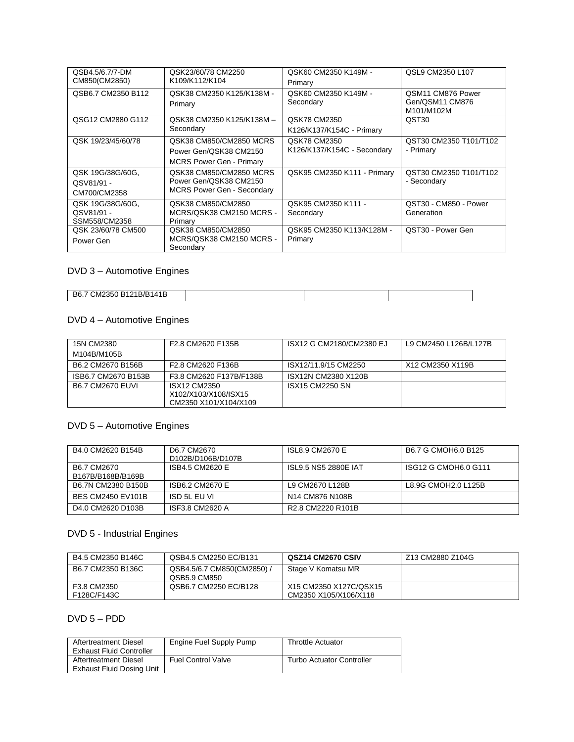| QSB4.5/6.7/7-DM CM850(CM2850) | QSK23/60/78 CM2250 K109/K112/K104 | QSK60 CM2350 K149M - Primary | QSL9 CM2350 L107 |
|---|---|---|---|
| QSB6.7 CM2350 B112 | QSK38 CM2350 K125/K138M - Primary | QSK60 CM2350 K149M - Secondary | QSM11 CM876 Power Gen/QSM11 CM876 M101/M102M |
| QSG12 CM2880 G112 | QSK38 CM2350 K125/K138M – Secondary | QSK78 CM2350 K126/K137/K154C - Primary | QST30 |
| QSK 19/23/45/60/78 | QSK38 CM850/CM2850 MCRS Power Gen/QSK38 CM2150 MCRS Power Gen - Primary | QSK78 CM2350 K126/K137/K154C - Secondary | QST30 CM2350 T101/T102 - Primary |
| QSK 19G/38G/60G, QSV81/91 - CM700/CM2358 | QSK38 CM850/CM2850 MCRS Power Gen/QSK38 CM2150 MCRS Power Gen - Secondary | QSK95 CM2350 K111 - Primary | QST30 CM2350 T101/T102 - Secondary |
| QSK 19G/38G/60G, QSV81/91 - SSM558/CM2358 | QSK38 CM850/CM2850 MCRS/QSK38 CM2150 MCRS - Primary | QSK95 CM2350 K111 - Secondary | QST30 - CM850 - Power Generation |
| QSK 23/60/78 CM500 Power Gen | QSK38 CM850/CM2850 MCRS/QSK38 CM2150 MCRS - Secondary | QSK95 CM2350 K113/K128M - Primary | QST30 - Power Gen |

## DVD 3 – Automotive Engines

| B6.7 CM2350 B121B/B141B | | | |
|---|---|---|---|

## DVD 4 – Automotive Engines

| 15N CM2380 M104B/M105B | F2.8 CM2620 F135B | ISX12 G CM2180/CM2380 EJ | L9 CM2450 L126B/L127B |
|---|---|---|---|
| B6.2 CM2670 B156B | F2.8 CM2620 F136B | ISX12/11.9/15 CM2250 | X12 CM2350 X119B |
| ISB6.7 CM2670 B153B | F3.8 CM2620 F137B/F138B | ISX12N CM2380 X120B | |
| B6.7 CM2670 EUVI | ISX12 CM2350 X102/X103/X108/ISX15 CM2350 X101/X104/X109 | ISX15 CM2250 SN | |

## DVD 5 – Automotive Engines

| B4.0 CM2620 B154B | D6.7 CM2670 D102B/D106B/D107B | ISL8.9 CM2670 E | B6.7 G CMOH6.0 B125 |
|---|---|---|---|
| B6.7 CM2670 B167B/B168B/B169B | ISB4.5 CM2620 E | ISL9.5 NS5 2880E IAT | ISG12 G CMOH6.0 G111 |
| B6.7N CM2380 B150B | ISB6.2 CM2670 E | L9 CM2670 L128B | L8.9G CMOH2.0 L125B |
| BES CM2450 EV101B | ISD 5L EU VI | N14 CM876 N108B | |
| D4.0 CM2620 D103B | ISF3.8 CM2620 A | R2.8 CM2220 R101B | |

## DVD 5 - Industrial Engines

| B4.5 CM2350 B146C | QSB4.5 CM2250 EC/B131 | **QSZ14 CM2670 CSIV** | Z13 CM2880 Z104G |
|---|---|---|---|
| B6.7 CM2350 B136C | QSB4.5/6.7 CM850(CM2850) / QSB5.9 CM850 | Stage V Komatsu MR | |
| F3.8 CM2350 F128C/F143C | QSB6.7 CM2250 EC/B128 | X15 CM2350 X127C/QSX15 CM2350 X105/X106/X118 | |

## DVD 5 – PDD

| Aftertreatment Diesel Exhaust Fluid Controller | Engine Fuel Supply Pump | Throttle Actuator |
|---|---|---|
| Aftertreatment Diesel Exhaust Fluid Dosing Unit | Fuel Control Valve | Turbo Actuator Controller |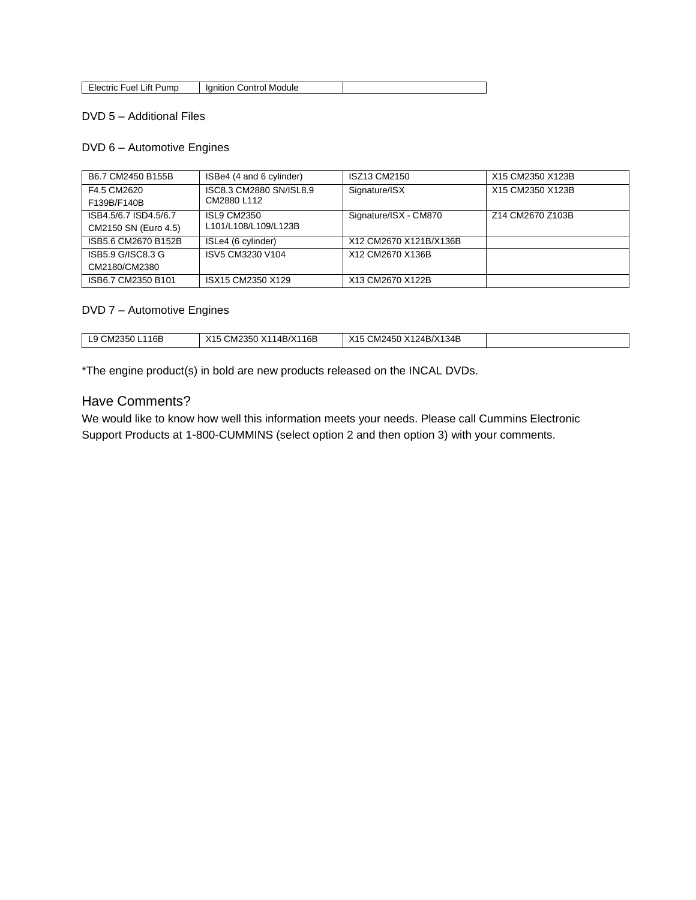| | | |
|---|---|---|
| Electric Fuel Lift Pump | Ignition Control Module | |

DVD 5 – Additional Files

DVD 6 – Automotive Engines

| | | | |
|---|---|---|---|
| B6.7 CM2450 B155B | ISBe4 (4 and 6 cylinder) | ISZ13 CM2150 | X15 CM2350 X123B |
| F4.5 CM2620 F139B/F140B | ISC8.3 CM2880 SN/ISL8.9 CM2880 L112 | Signature/ISX | X15 CM2350 X123B |
| ISB4.5/6.7 ISD4.5/6.7 CM2150 SN (Euro 4.5) | ISL9 CM2350 L101/L108/L109/L123B | Signature/ISX - CM870 | Z14 CM2670 Z103B |
| ISB5.6 CM2670 B152B | ISLe4 (6 cylinder) | X12 CM2670 X121B/X136B | |
| ISB5.9 G/ISC8.3 G CM2180/CM2380 | ISV5 CM3230 V104 | X12 CM2670 X136B | |
| ISB6.7 CM2350 B101 | ISX15 CM2350 X129 | X13 CM2670 X122B | |

DVD 7 – Automotive Engines

| | | | |
|---|---|---|---|
| L9 CM2350 L116B | X15 CM2350 X114B/X116B | X15 CM2450 X124B/X134B | |

*The engine product(s) in bold are new products released on the INCAL DVDs.

## Have Comments?

We would like to know how well this information meets your needs. Please call Cummins Electronic Support Products at 1-800-CUMMINS (select option 2 and then option 3) with your comments.